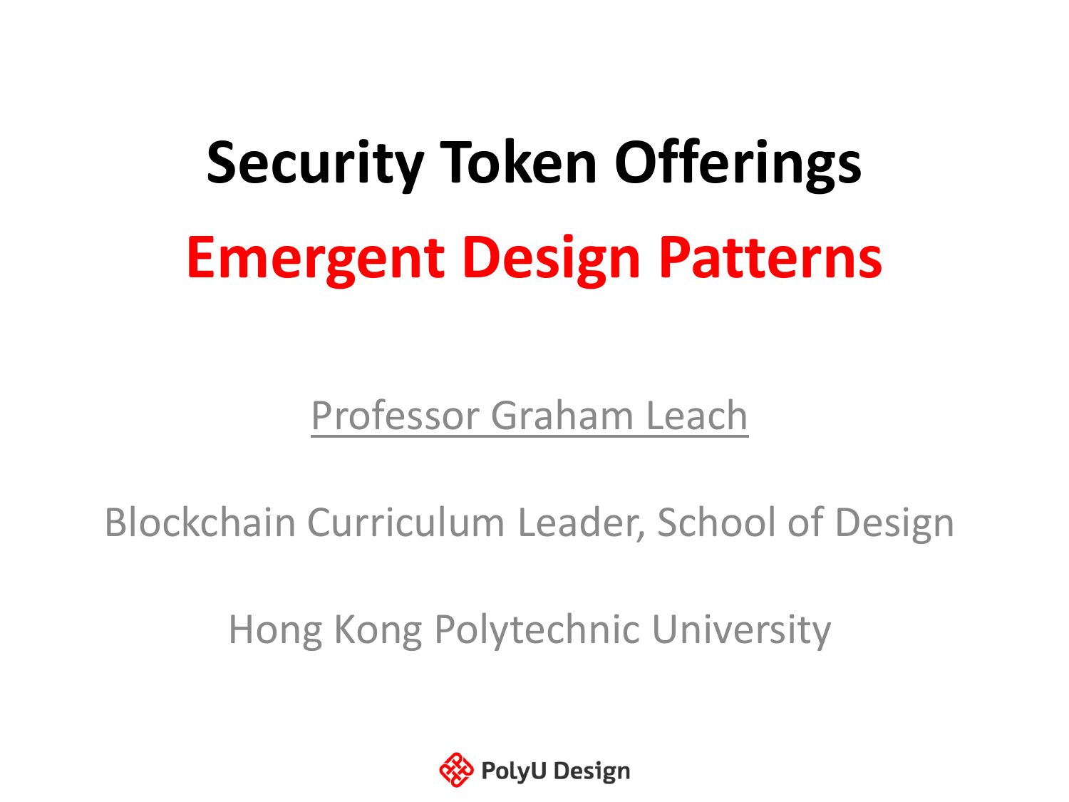# Security Token Offerings

## Emergent Design Patterns

Professor Graham Leach

Blockchain Curriculum Leader, School of Design

Hong Kong Polytechnic University

PolyU Design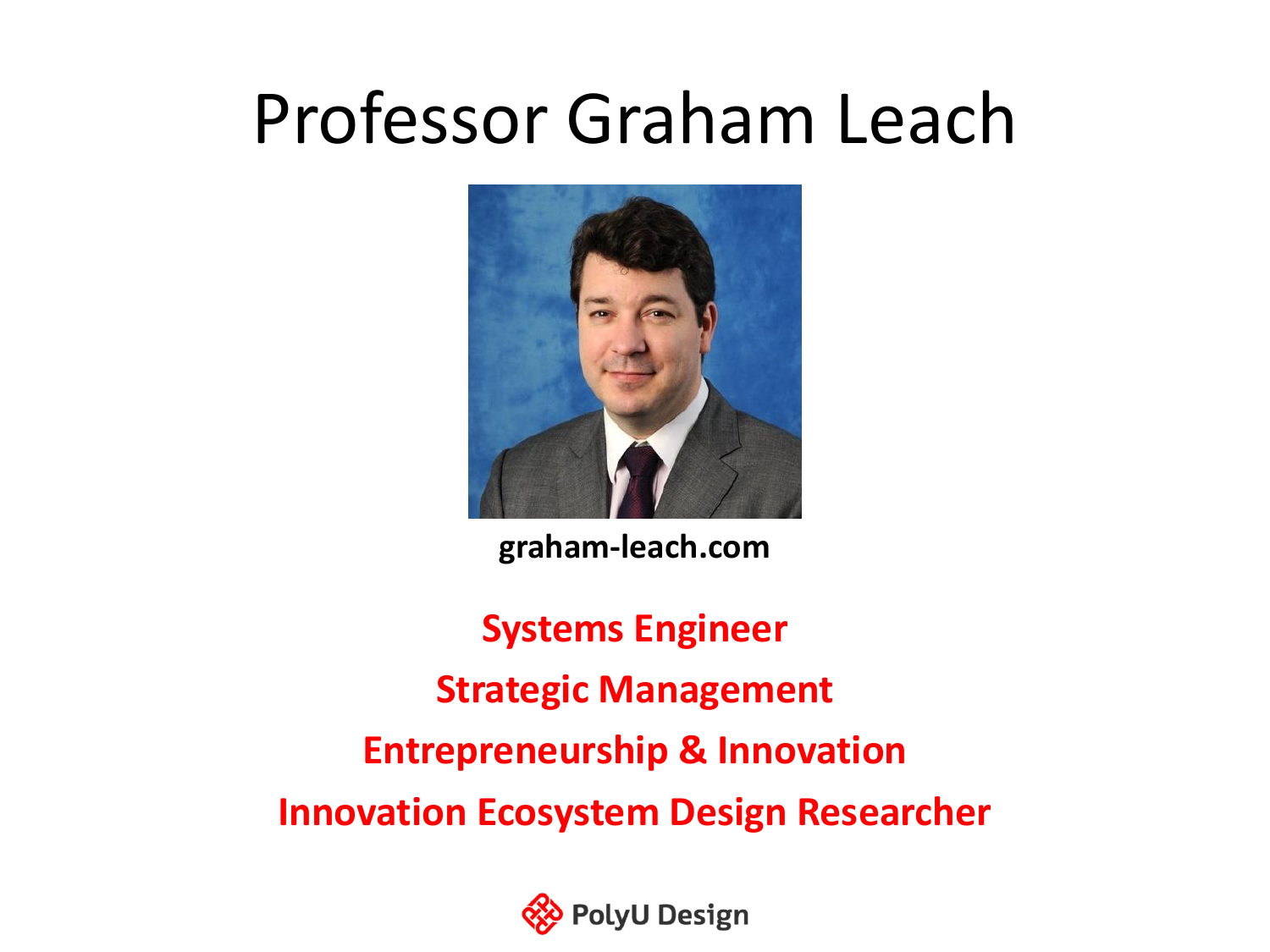# Professor Graham Leach

**graham-leach.com**

**Systems Engineer**

**Strategic Management**

**Entrepreneurship & Innovation**

**Innovation Ecosystem Design Researcher**

PolyU Design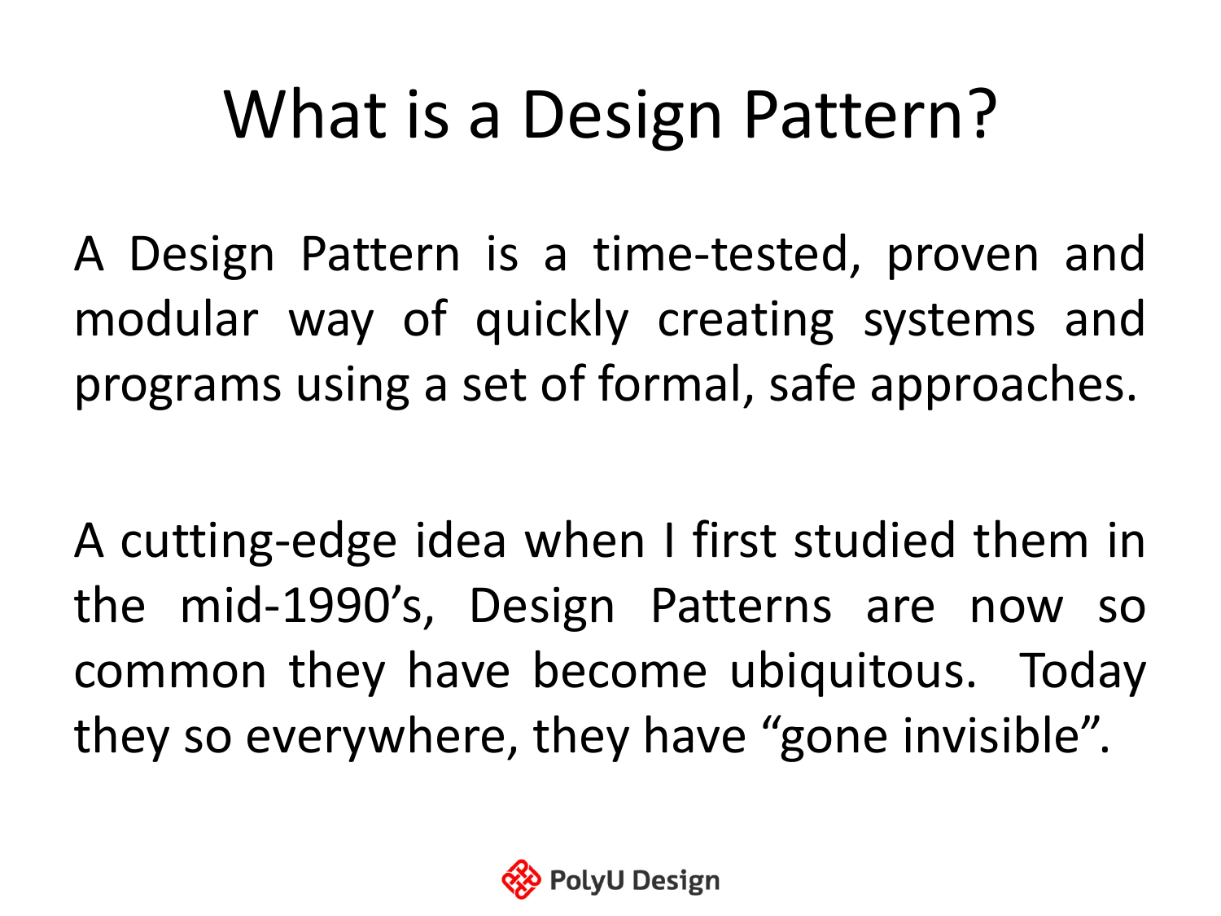# What is a Design Pattern?

A Design Pattern is a time-tested, proven and modular way of quickly creating systems and programs using a set of formal, safe approaches.

A cutting-edge idea when I first studied them in the mid-1990's, Design Patterns are now so common they have become ubiquitous. Today they so everywhere, they have "gone invisible".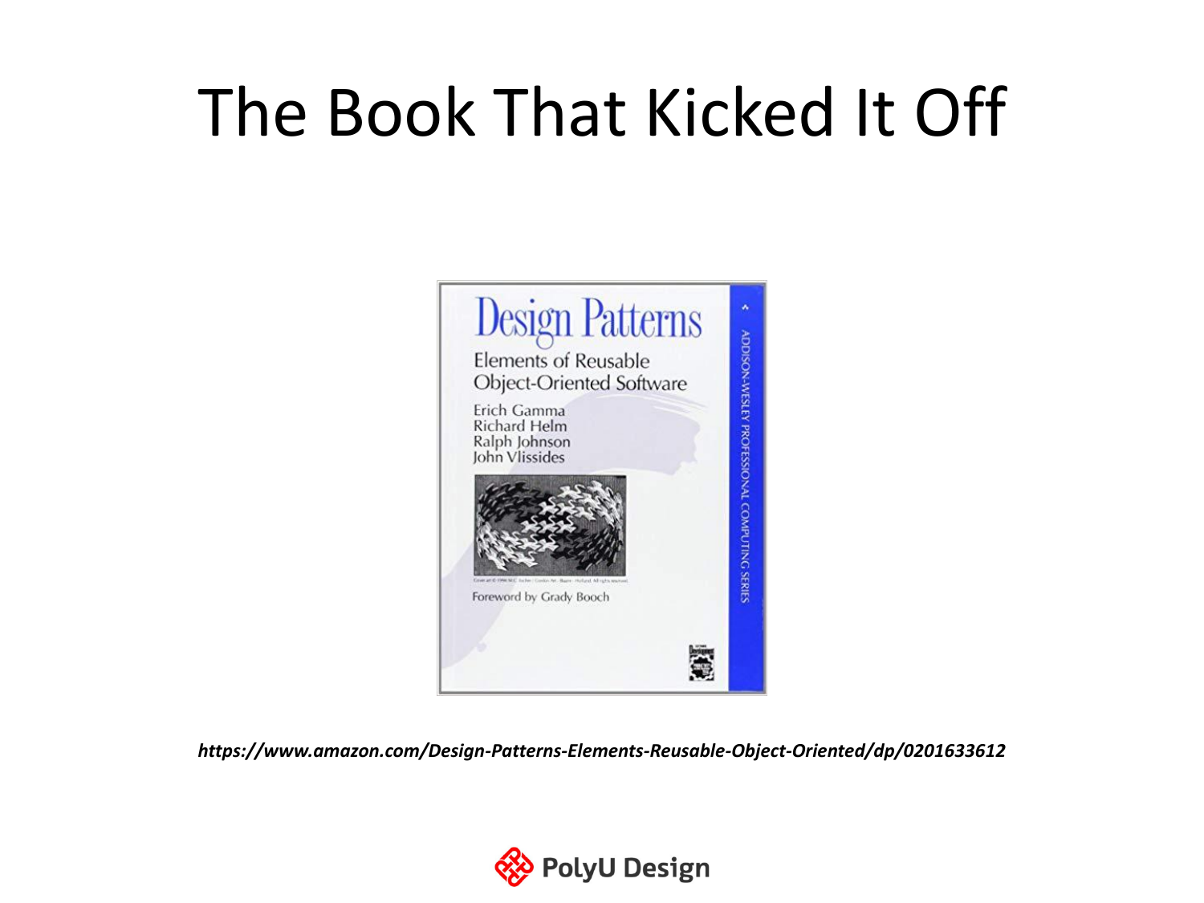# The Book That Kicked It Off

Design Patterns

Elements of Reusable Object-Oriented Software

Erich Gamma
Richard Helm
Ralph Johnson
John Vlissides

Foreword by Grady Booch

ADDISON-WESLEY PROFESSIONAL COMPUTING SERIES

***https://www.amazon.com/Design-Patterns-Elements-Reusable-Object-Oriented/dp/0201633612***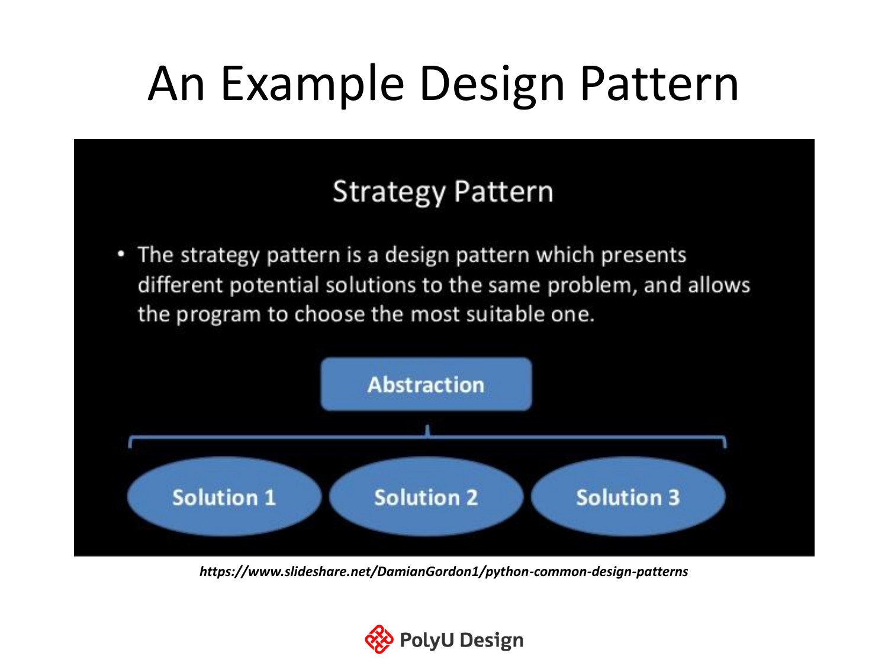# An Example Design Pattern

## Strategy Pattern

- The strategy pattern is a design pattern which presents different potential solutions to the same problem, and allows the program to choose the most suitable one.

**Abstraction**

**Solution 1** | **Solution 2** | **Solution 3**

***https://www.slideshare.net/DamianGordon1/python-common-design-patterns***

PolyU Design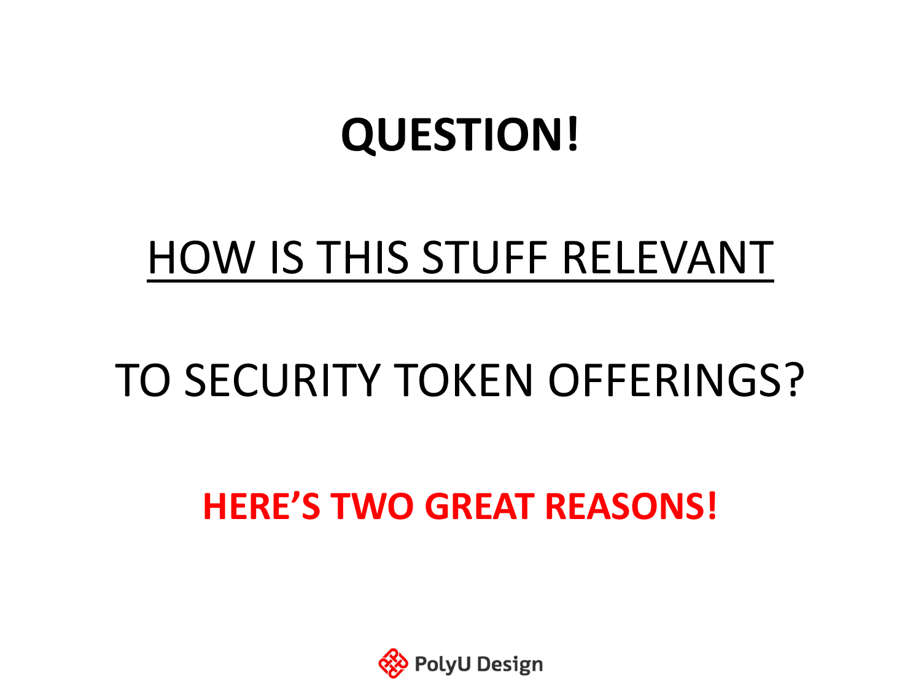# QUESTION!

HOW IS THIS STUFF RELEVANT

TO SECURITY TOKEN OFFERINGS?

**HERE'S TWO GREAT REASONS!**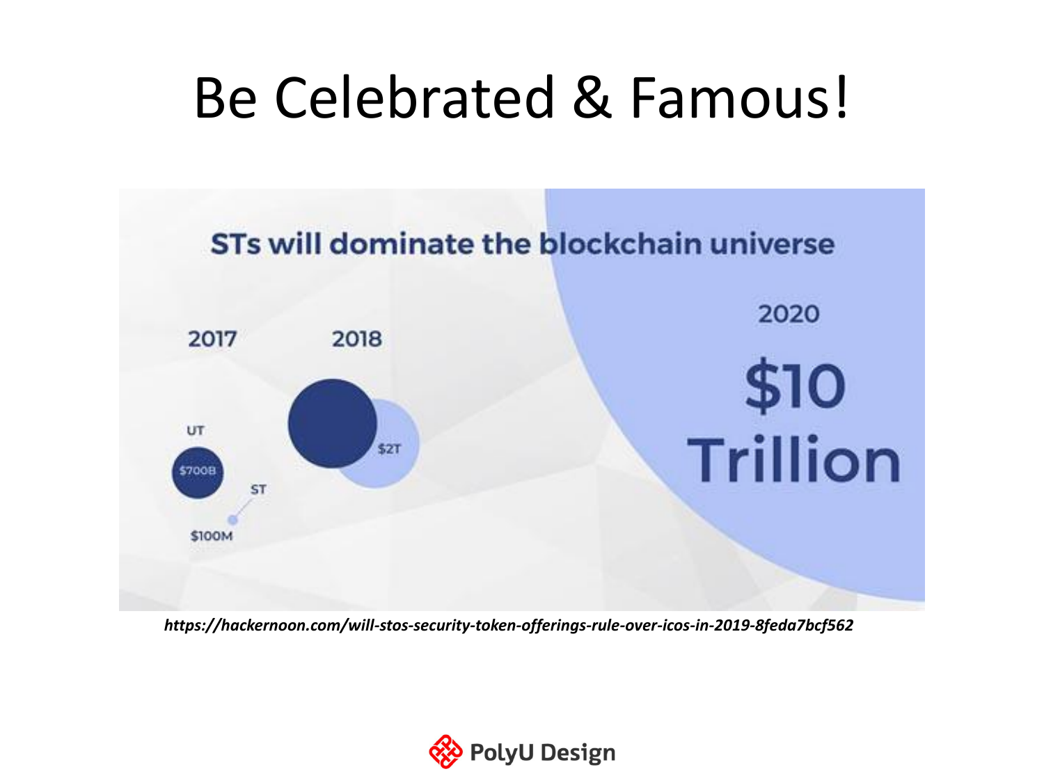# Be Celebrated & Famous!

STs will dominate the blockchain universe

2017

UT

$700B

ST

$100M

2018

$2T

2020

$10 Trillion

***https://hackernoon.com/will-stos-security-token-offerings-rule-over-icos-in-2019-8feda7bcf562***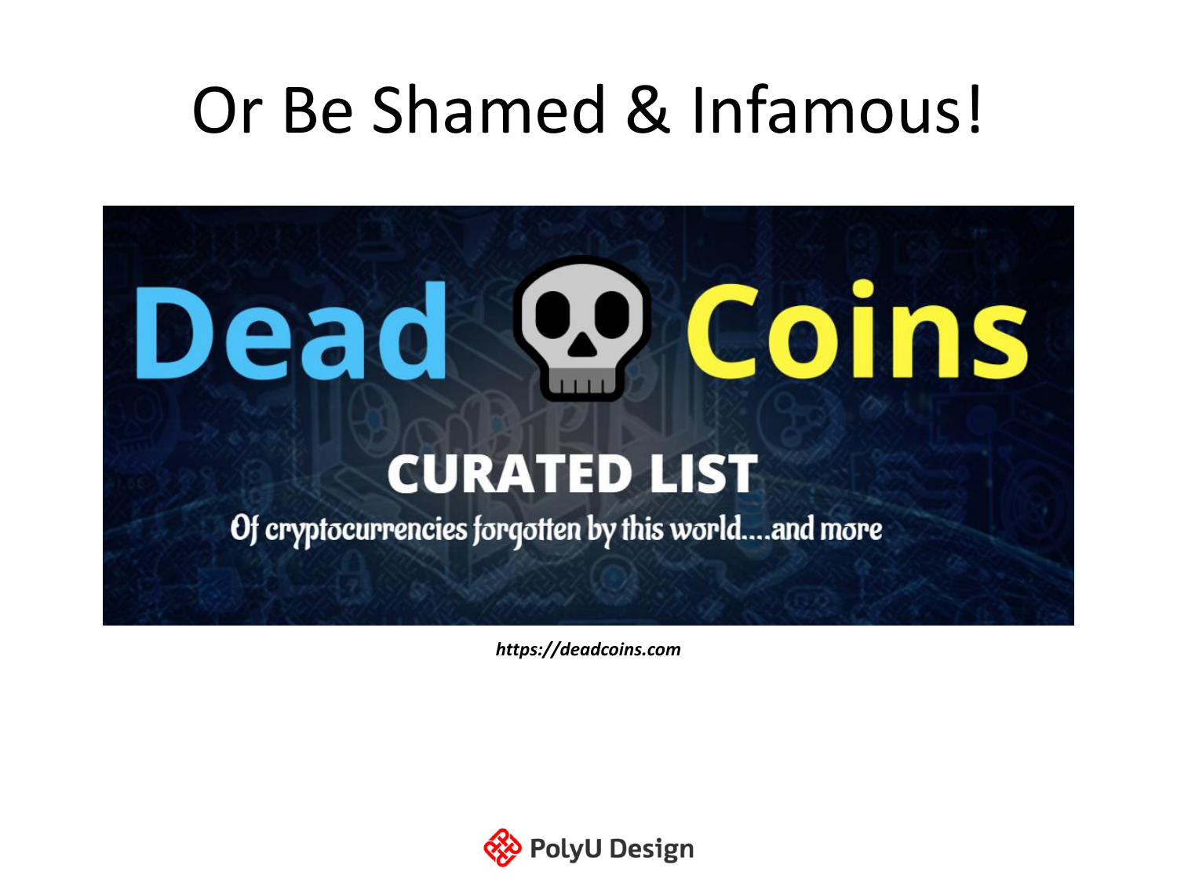# Or Be Shamed & Infamous!

Dead Coins

CURATED LIST

Of cryptocurrencies forgotten by this world....and more

***https://deadcoins.com***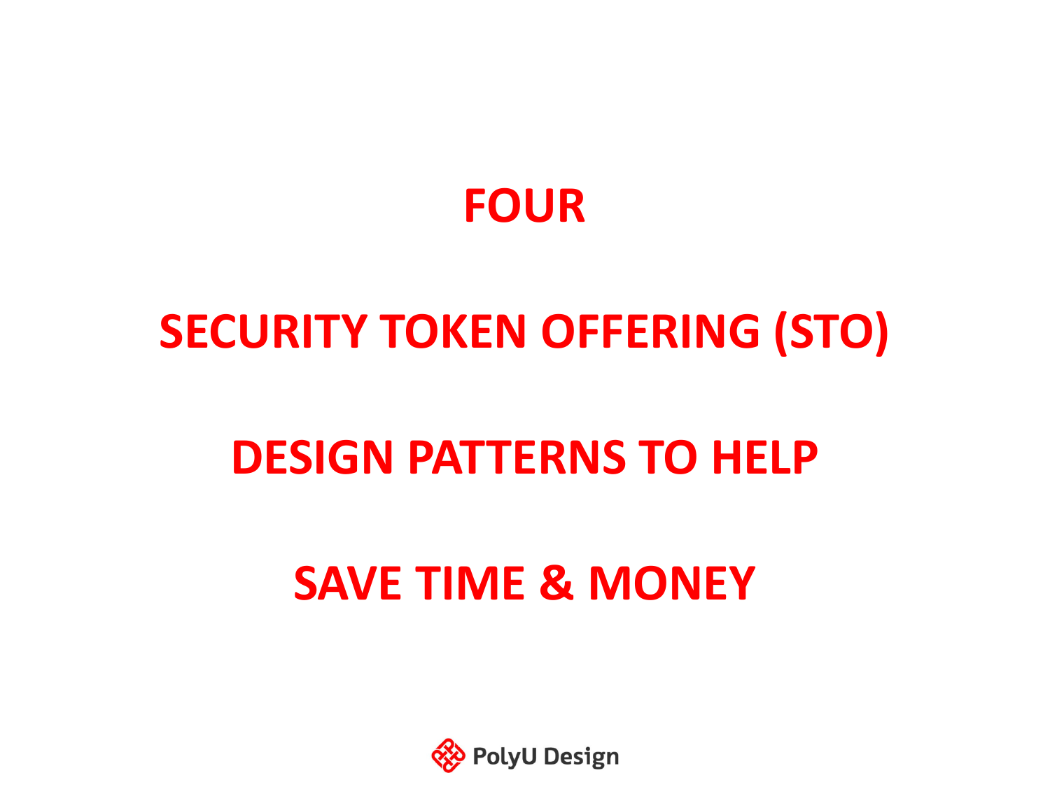# FOUR

# SECURITY TOKEN OFFERING (STO)

# DESIGN PATTERNS TO HELP

# SAVE TIME & MONEY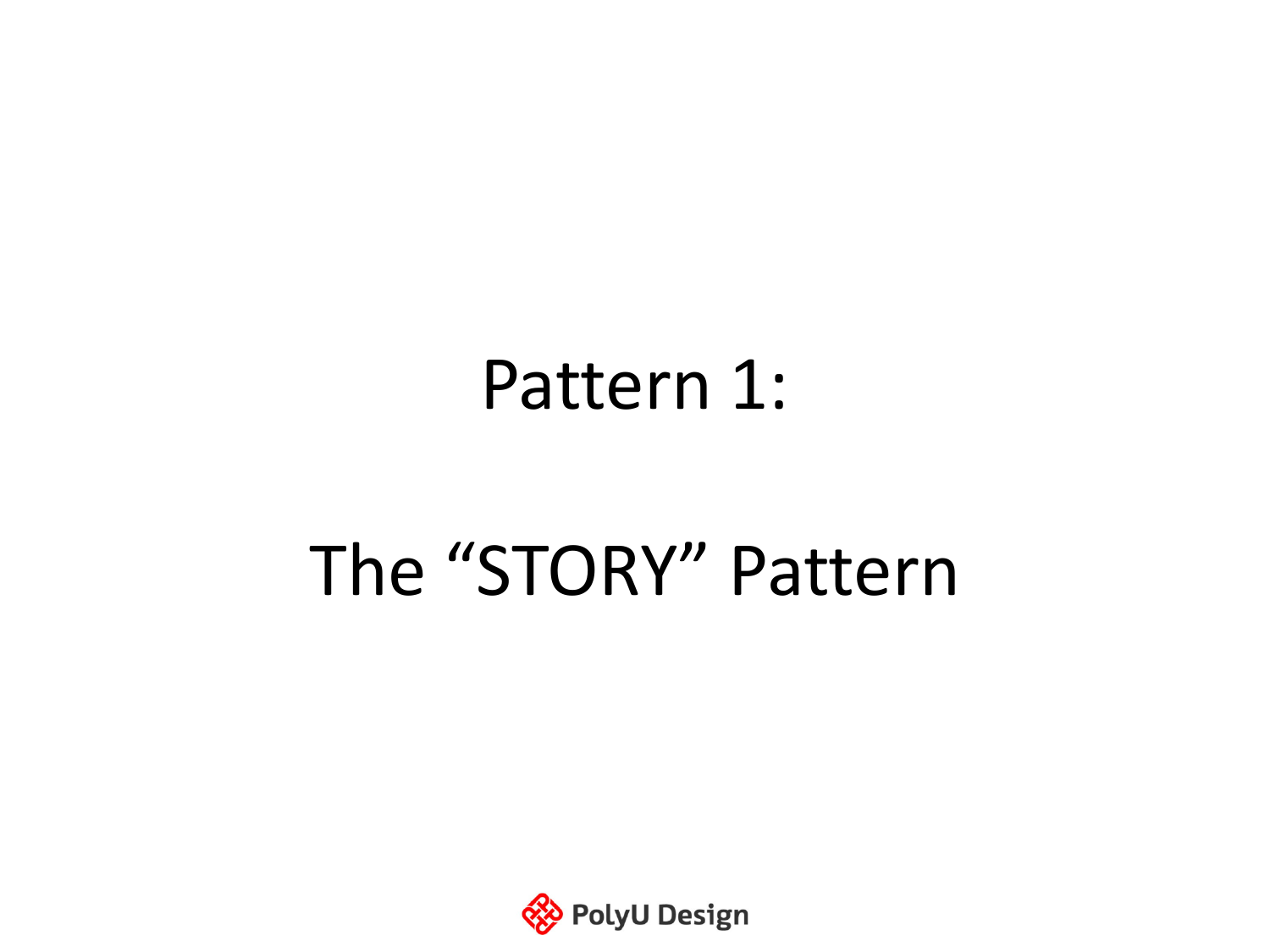# Pattern 1:

# The “STORY” Pattern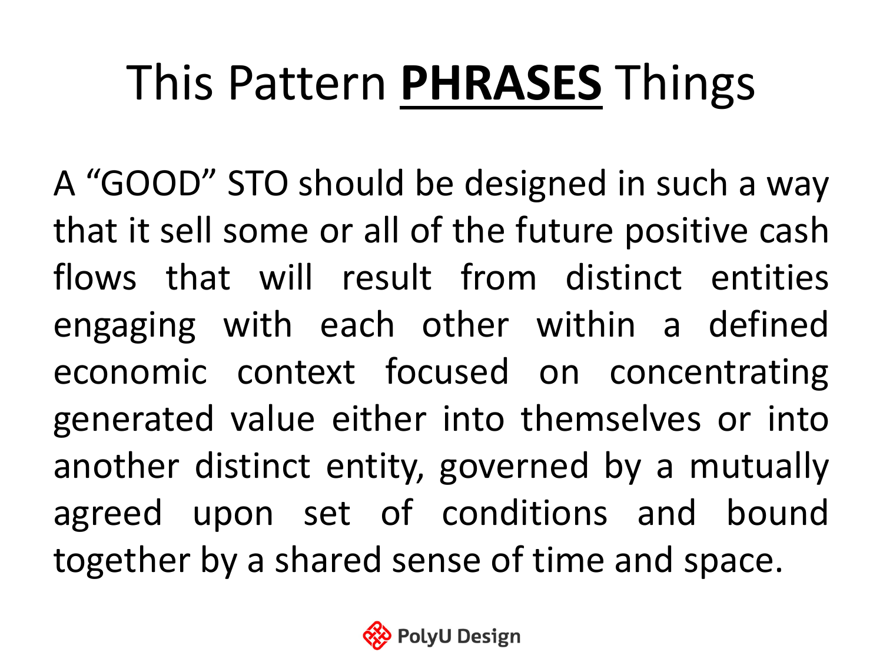# This Pattern **PHRASES** Things

A "GOOD" STO should be designed in such a way that it sell some or all of the future positive cash flows that will result from distinct entities engaging with each other within a defined economic context focused on concentrating generated value either into themselves or into another distinct entity, governed by a mutually agreed upon set of conditions and bound together by a shared sense of time and space.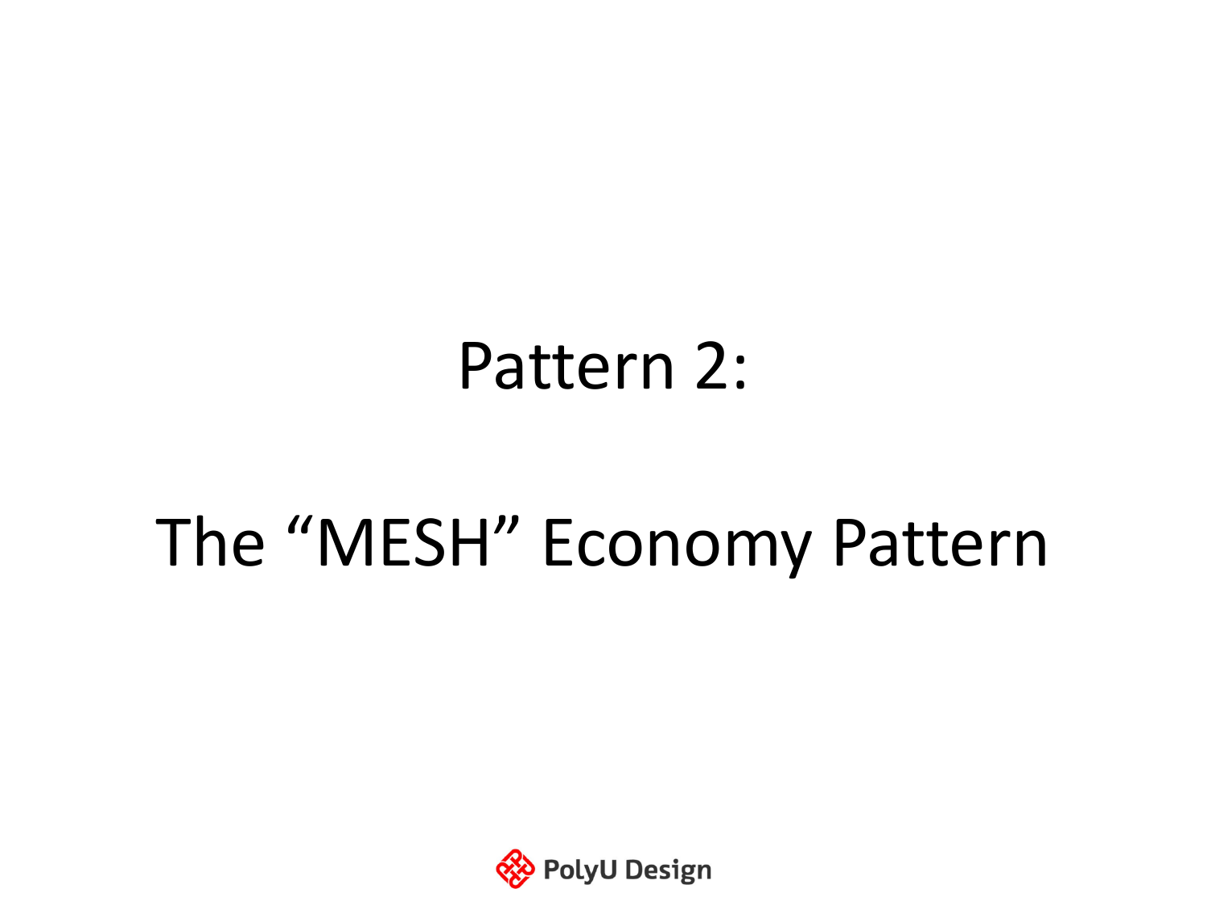# Pattern 2:

# The "MESH" Economy Pattern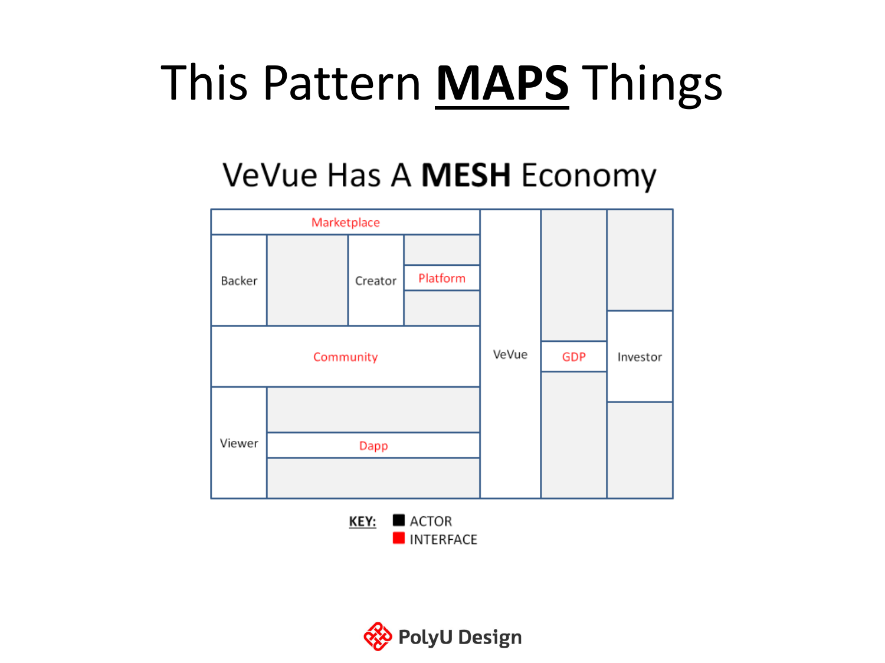# This Pattern **MAPS** Things

## VeVue Has A **MESH** Economy

Marketplace

Backer

Creator

Platform

Community

Viewer

Dapp

VeVue

GDP

Investor

**KEY:**
- ACTOR
- INTERFACE

PolyU Design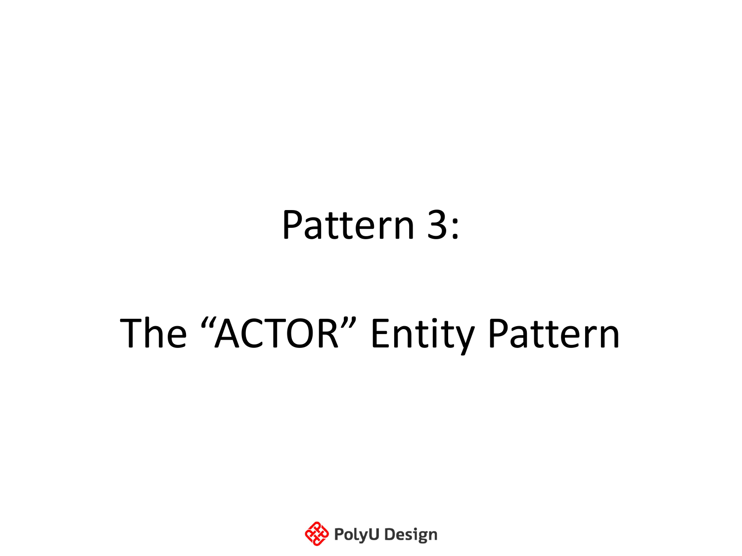# Pattern 3:

# The “ACTOR” Entity Pattern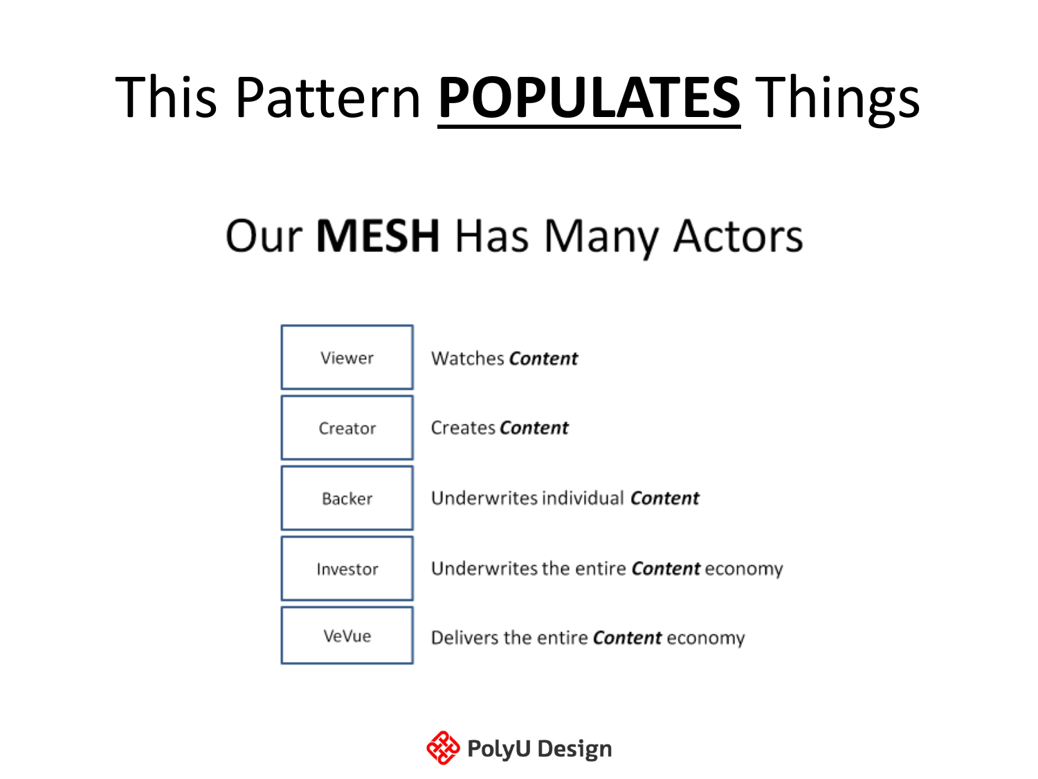# This Pattern **POPULATES** Things

## Our **MESH** Has Many Actors

| Actor | Role |
| --- | --- |
| Viewer | Watches ***Content*** |
| Creator | Creates ***Content*** |
| Backer | Underwrites individual ***Content*** |
| Investor | Underwrites the entire ***Content*** economy |
| VeVue | Delivers the entire ***Content*** economy |

PolyU Design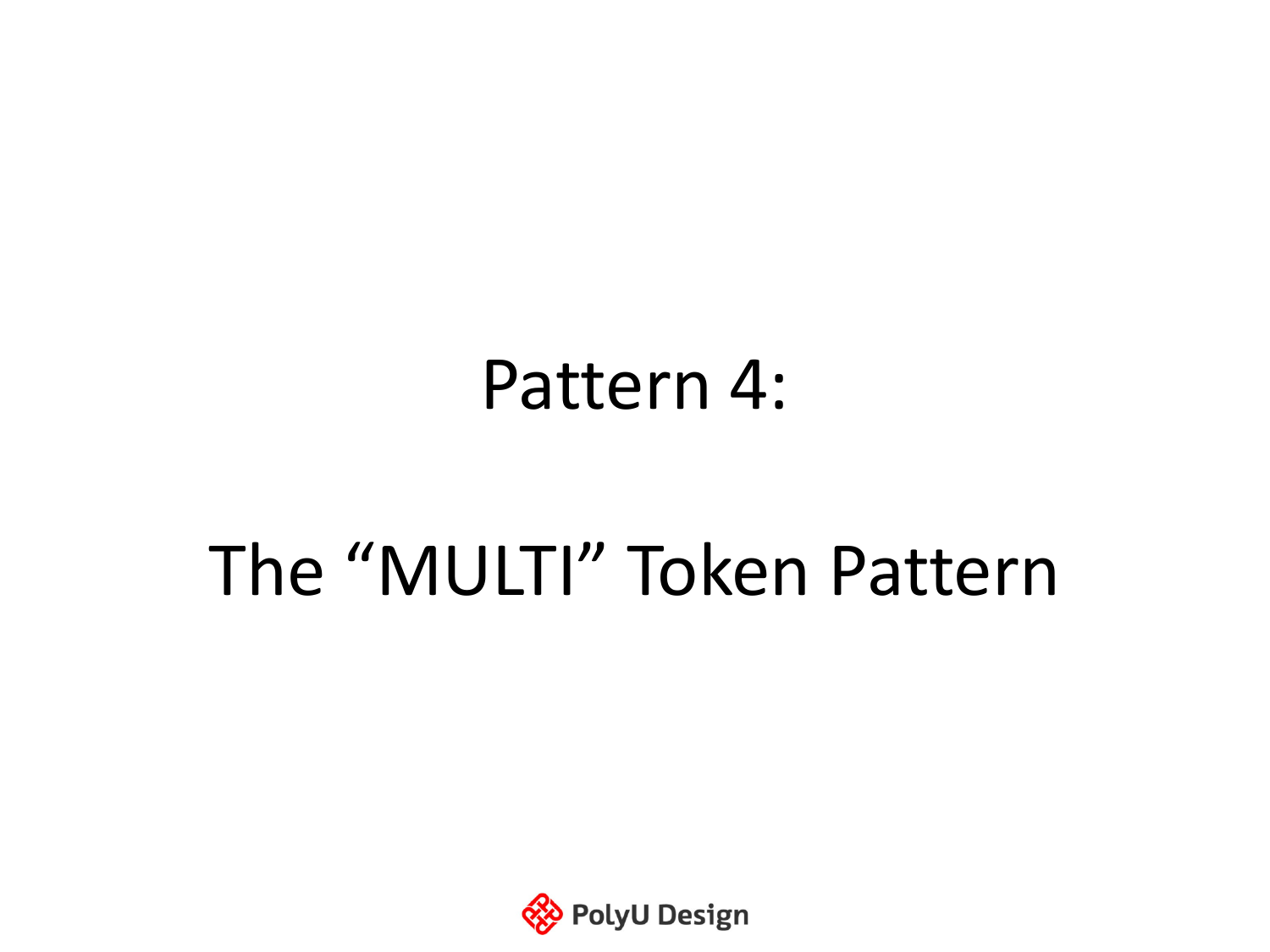# Pattern 4:

# The “MULTI” Token Pattern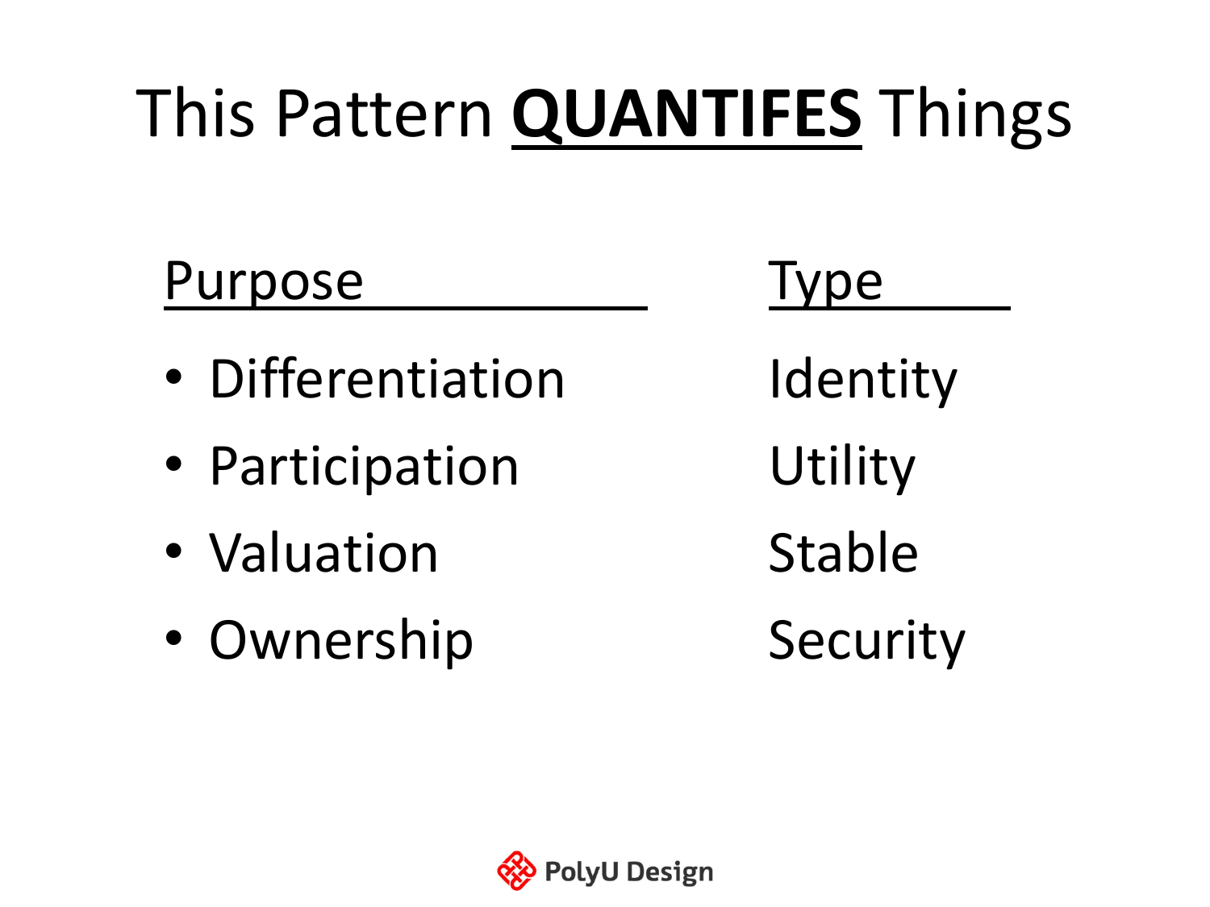# This Pattern **QUANTIFES** Things

| Purpose | Type |
| --- | --- |
| • Differentiation | Identity |
| • Participation | Utility |
| • Valuation | Stable |
| • Ownership | Security |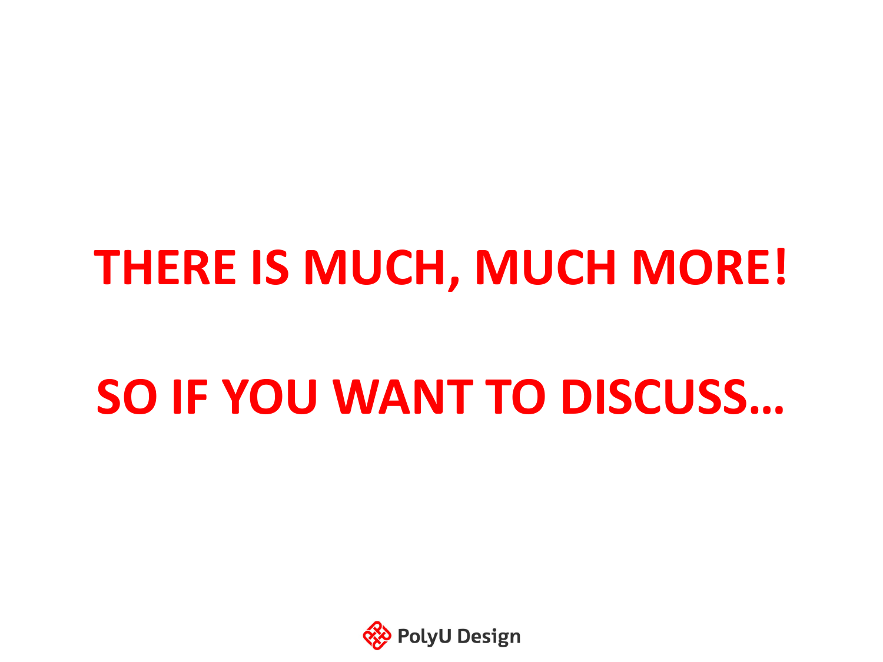**THERE IS MUCH, MUCH MORE!**

**SO IF YOU WANT TO DISCUSS…**

PolyU Design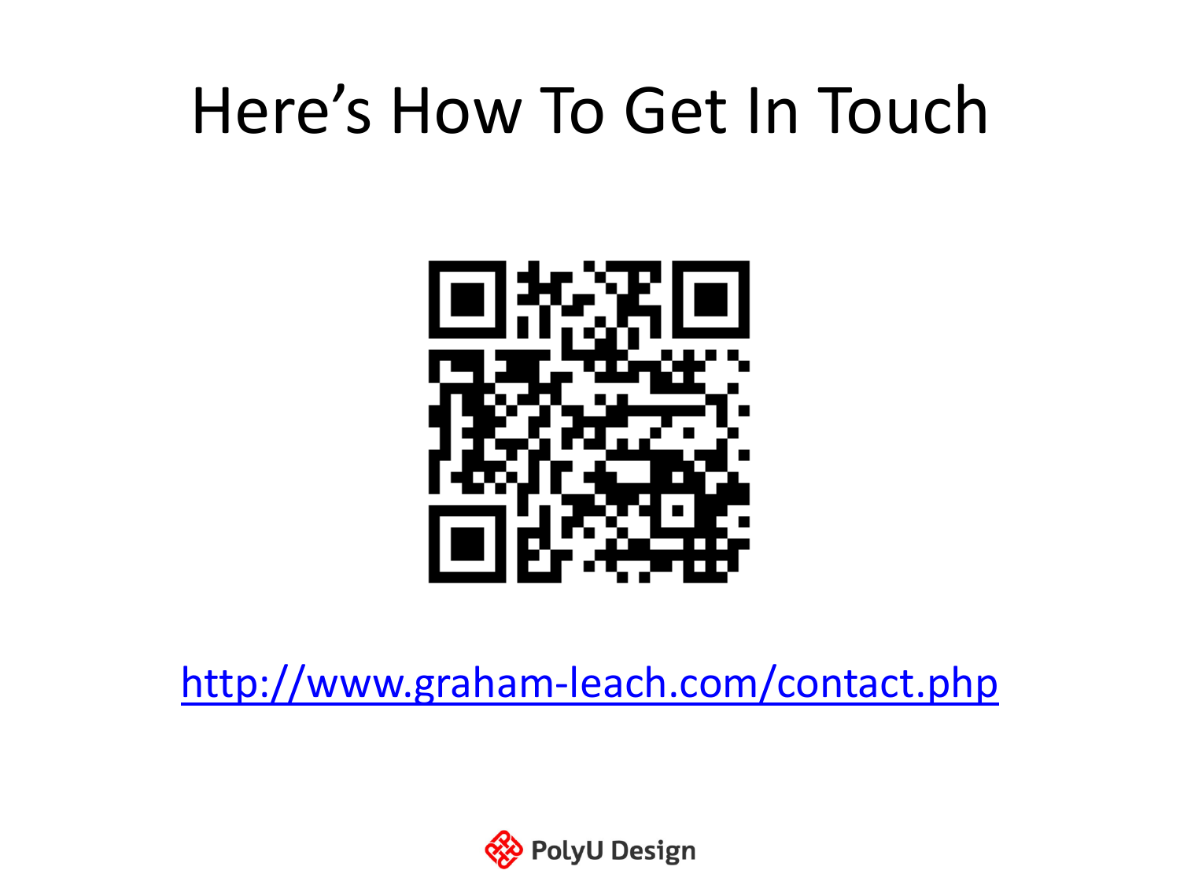# Here's How To Get In Touch

http://www.graham-leach.com/contact.php

PolyU Design